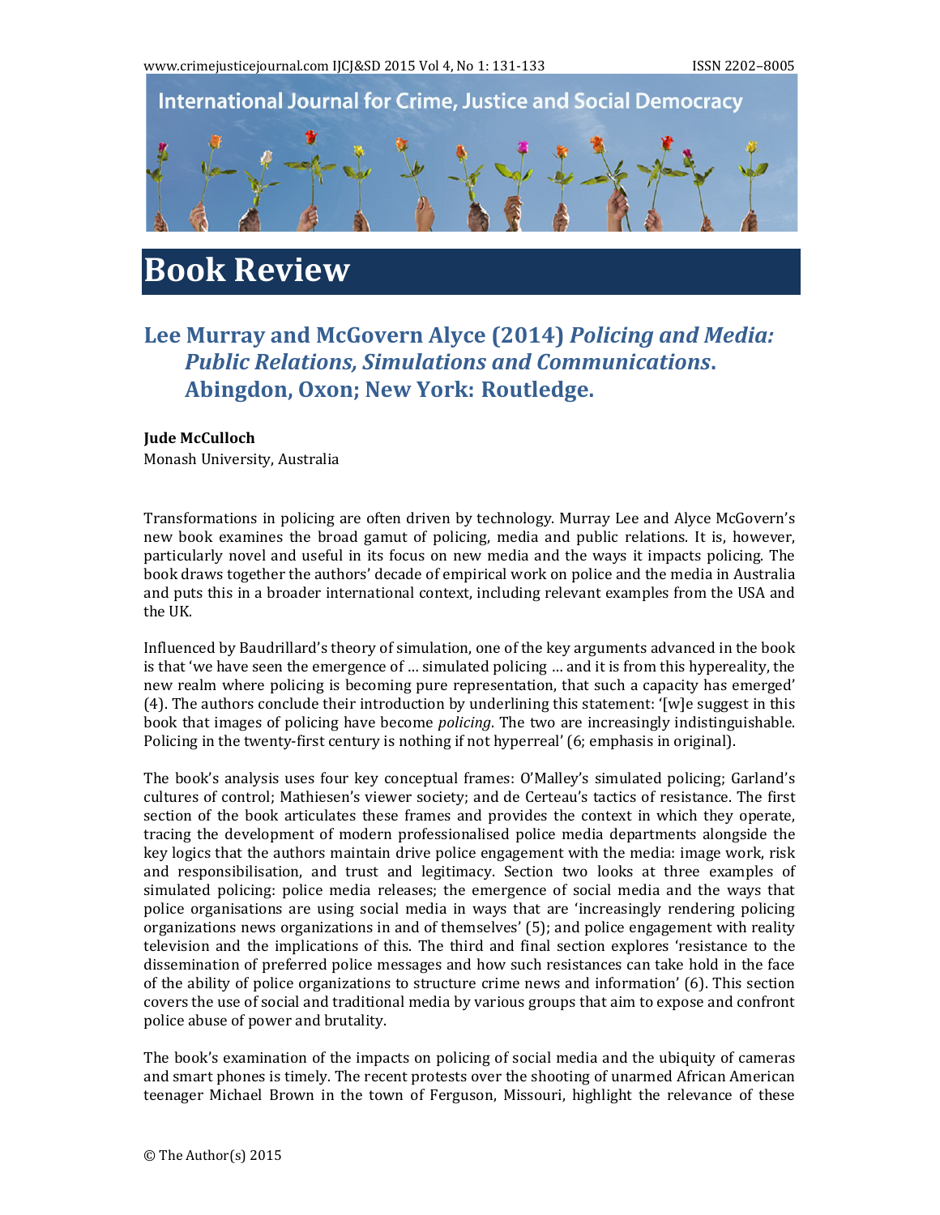International Journal for Crime, Justice and Social Democracy

# Book Review

## Lee Murray and McGovern Alyce (2014) *Policing and Media: Public Relations, Simulations and Communications*. Abingdon, Oxon; New York: Routledge.

**Jude McCulloch**
Monash University, Australia

Transformations in policing are often driven by technology. Murray Lee and Alyce McGovern's new book examines the broad gamut of policing, media and public relations. It is, however, particularly novel and useful in its focus on new media and the ways it impacts policing. The book draws together the authors' decade of empirical work on police and the media in Australia and puts this in a broader international context, including relevant examples from the USA and the UK.

Influenced by Baudrillard's theory of simulation, one of the key arguments advanced in the book is that 'we have seen the emergence of … simulated policing … and it is from this hypereality, the new realm where policing is becoming pure representation, that such a capacity has emerged' (4). The authors conclude their introduction by underlining this statement: '[w]e suggest in this book that images of policing have become *policing*. The two are increasingly indistinguishable. Policing in the twenty-first century is nothing if not hyperreal' (6; emphasis in original).

The book's analysis uses four key conceptual frames: O'Malley's simulated policing; Garland's cultures of control; Mathiesen's viewer society; and de Certeau's tactics of resistance. The first section of the book articulates these frames and provides the context in which they operate, tracing the development of modern professionalised police media departments alongside the key logics that the authors maintain drive police engagement with the media: image work, risk and responsibilisation, and trust and legitimacy. Section two looks at three examples of simulated policing: police media releases; the emergence of social media and the ways that police organisations are using social media in ways that are 'increasingly rendering policing organizations news organizations in and of themselves' (5); and police engagement with reality television and the implications of this. The third and final section explores 'resistance to the dissemination of preferred police messages and how such resistances can take hold in the face of the ability of police organizations to structure crime news and information' (6). This section covers the use of social and traditional media by various groups that aim to expose and confront police abuse of power and brutality.

The book's examination of the impacts on policing of social media and the ubiquity of cameras and smart phones is timely. The recent protests over the shooting of unarmed African American teenager Michael Brown in the town of Ferguson, Missouri, highlight the relevance of these

© The Author(s) 2015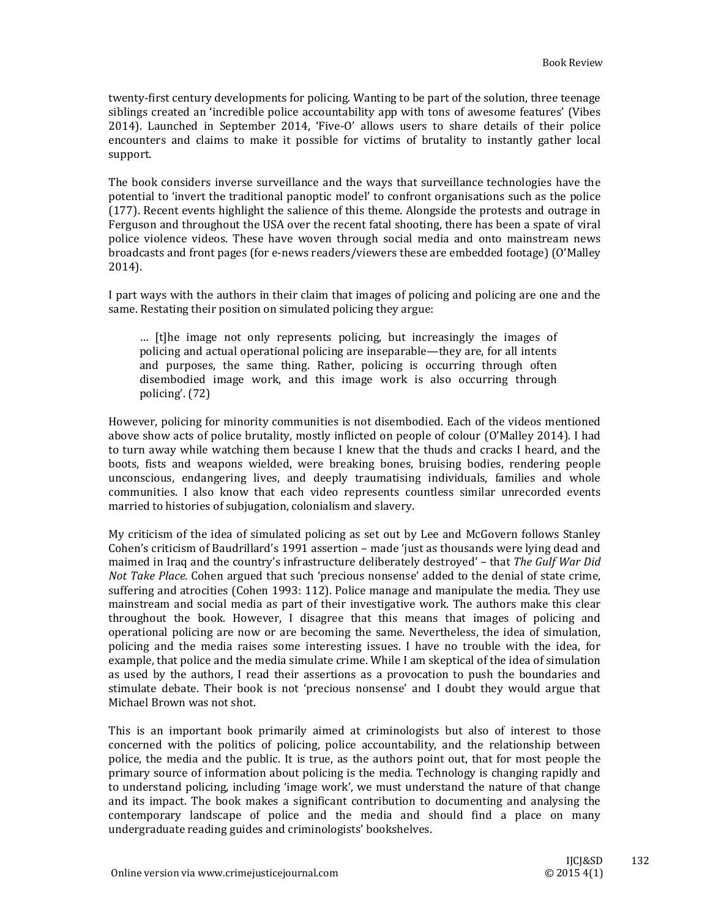twenty-first century developments for policing. Wanting to be part of the solution, three teenage siblings created an 'incredible police accountability app with tons of awesome features' (Vibes 2014). Launched in September 2014, 'Five-O' allows users to share details of their police encounters and claims to make it possible for victims of brutality to instantly gather local support.

The book considers inverse surveillance and the ways that surveillance technologies have the potential to 'invert the traditional panoptic model' to confront organisations such as the police (177). Recent events highlight the salience of this theme. Alongside the protests and outrage in Ferguson and throughout the USA over the recent fatal shooting, there has been a spate of viral police violence videos. These have woven through social media and onto mainstream news broadcasts and front pages (for e-news readers/viewers these are embedded footage) (O'Malley 2014).

I part ways with the authors in their claim that images of policing and policing are one and the same. Restating their position on simulated policing they argue:

> … [t]he image not only represents policing, but increasingly the images of policing and actual operational policing are inseparable—they are, for all intents and purposes, the same thing. Rather, policing is occurring through often disembodied image work, and this image work is also occurring through policing'. (72)

However, policing for minority communities is not disembodied. Each of the videos mentioned above show acts of police brutality, mostly inflicted on people of colour (O'Malley 2014). I had to turn away while watching them because I knew that the thuds and cracks I heard, and the boots, fists and weapons wielded, were breaking bones, bruising bodies, rendering people unconscious, endangering lives, and deeply traumatising individuals, families and whole communities. I also know that each video represents countless similar unrecorded events married to histories of subjugation, colonialism and slavery.

My criticism of the idea of simulated policing as set out by Lee and McGovern follows Stanley Cohen's criticism of Baudrillard's 1991 assertion – made 'just as thousands were lying dead and maimed in Iraq and the country's infrastructure deliberately destroyed' – that *The Gulf War Did Not Take Place.* Cohen argued that such 'precious nonsense' added to the denial of state crime, suffering and atrocities (Cohen 1993: 112). Police manage and manipulate the media. They use mainstream and social media as part of their investigative work. The authors make this clear throughout the book. However, I disagree that this means that images of policing and operational policing are now or are becoming the same. Nevertheless, the idea of simulation, policing and the media raises some interesting issues. I have no trouble with the idea, for example, that police and the media simulate crime. While I am skeptical of the idea of simulation as used by the authors, I read their assertions as a provocation to push the boundaries and stimulate debate. Their book is not 'precious nonsense' and I doubt they would argue that Michael Brown was not shot.

This is an important book primarily aimed at criminologists but also of interest to those concerned with the politics of policing, police accountability, and the relationship between police, the media and the public. It is true, as the authors point out, that for most people the primary source of information about policing is the media. Technology is changing rapidly and to understand policing, including 'image work', we must understand the nature of that change and its impact. The book makes a significant contribution to documenting and analysing the contemporary landscape of police and the media and should find a place on many undergraduate reading guides and criminologists' bookshelves.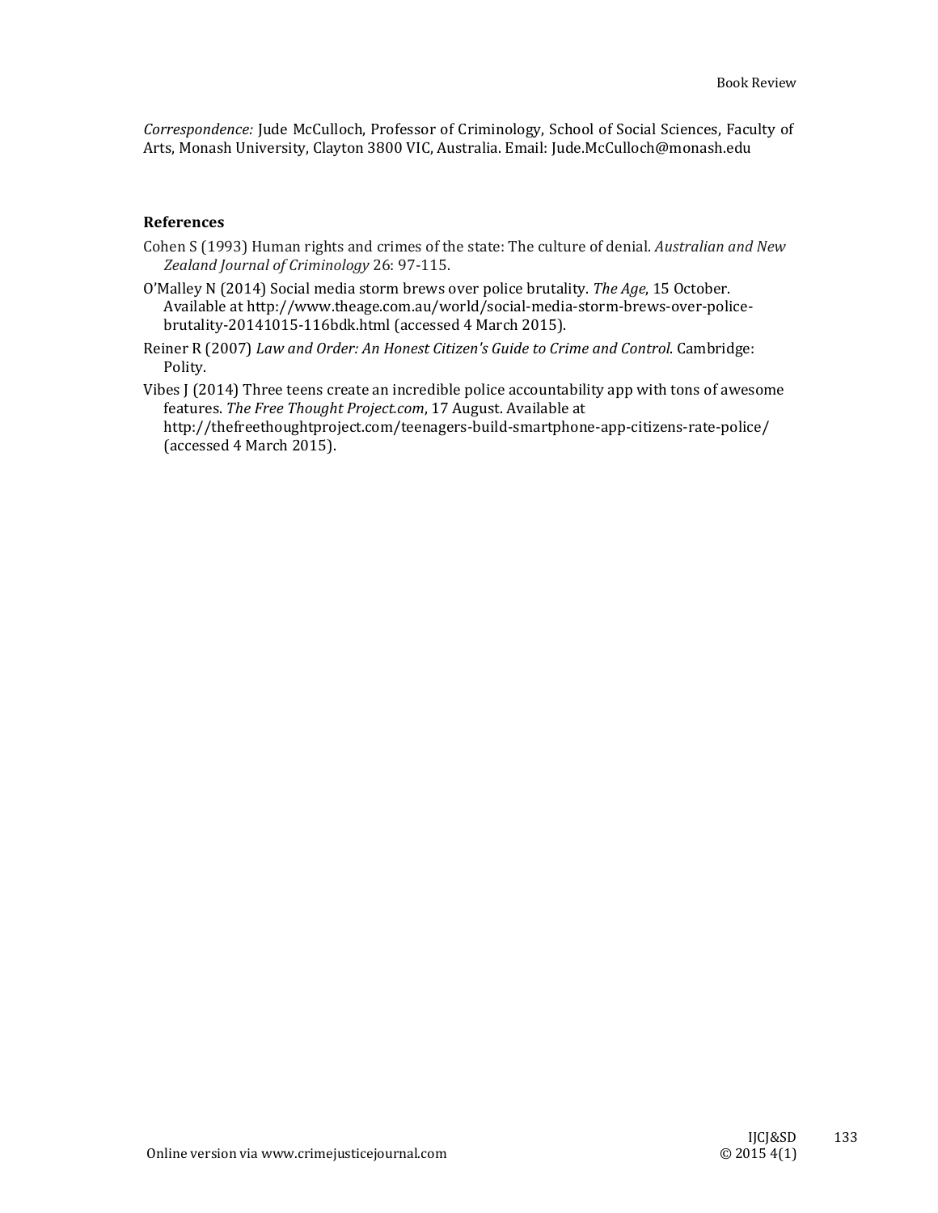*Correspondence:* Jude McCulloch, Professor of Criminology, School of Social Sciences, Faculty of Arts, Monash University, Clayton 3800 VIC, Australia. Email: Jude.McCulloch@monash.edu

### References

Cohen S (1993) Human rights and crimes of the state: The culture of denial. *Australian and New Zealand Journal of Criminology* 26: 97-115.

O'Malley N (2014) Social media storm brews over police brutality. *The Age*, 15 October. Available at http://www.theage.com.au/world/social-media-storm-brews-over-police-brutality-20141015-116bdk.html (accessed 4 March 2015).

Reiner R (2007) *Law and Order: An Honest Citizen's Guide to Crime and Control*. Cambridge: Polity.

Vibes J (2014) Three teens create an incredible police accountability app with tons of awesome features. *The Free Thought Project.com*, 17 August. Available at http://thefreethoughtproject.com/teenagers-build-smartphone-app-citizens-rate-police/ (accessed 4 March 2015).